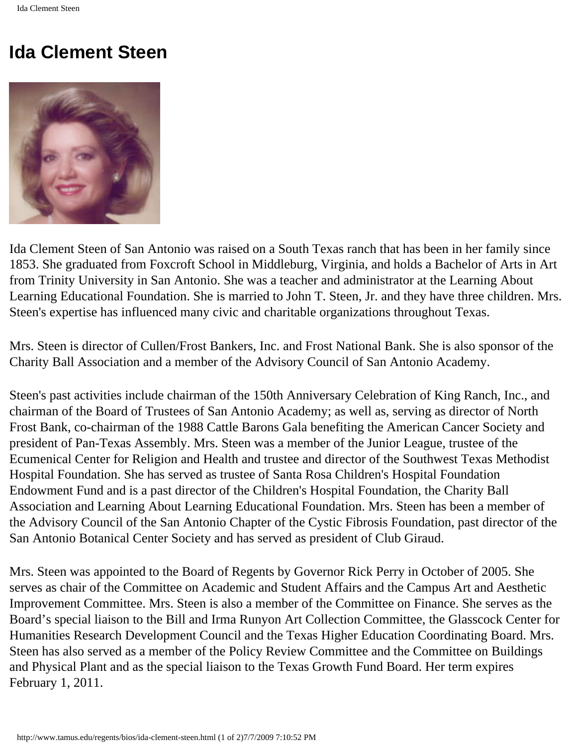# Ida Clement Steen

Ida Clement Steen of San Antonio was raised on a South Texas ranch that has been in her family since 1853. She graduated from Foxcroft School in Middleburg, Virginia, and holds a Bachelor of Arts in Art from Trinity University in San Antonio. She was a teacher and administrator at the Learning About Learning Educational Foundation. She is married to John T. Steen, Jr. and they have three children. Mrs. Steen's expertise has influenced many civic and charitable organizations throughout Texas.

Mrs. Steen is director of Cullen/Frost Bankers, Inc. and Frost National Bank. She is also sponsor of the Charity Ball Association and a member of the Advisory Council of San Antonio Academy.

Steen's past activities include chairman of the 150th Anniversary Celebration of King Ranch, Inc., and chairman of the Board of Trustees of San Antonio Academy; as well as, serving as director of North Frost Bank, co-chairman of the 1988 Cattle Barons Gala benefiting the American Cancer Society and president of Pan-Texas Assembly. Mrs. Steen was a member of the Junior League, trustee of the Ecumenical Center for Religion and Health and trustee and director of the Southwest Texas Methodist Hospital Foundation. She has served as trustee of Santa Rosa Children's Hospital Foundation Endowment Fund and is a past director of the Children's Hospital Foundation, the Charity Ball Association and Learning About Learning Educational Foundation. Mrs. Steen has been a member of the Advisory Council of the San Antonio Chapter of the Cystic Fibrosis Foundation, past director of the San Antonio Botanical Center Society and has served as president of Club Giraud.

Mrs. Steen was appointed to the Board of Regents by Governor Rick Perry in October of 2005. She serves as chair of the Committee on Academic and Student Affairs and the Campus Art and Aesthetic Improvement Committee. Mrs. Steen is also a member of the Committee on Finance. She serves as the Board's special liaison to the Bill and Irma Runyon Art Collection Committee, the Glasscock Center for Humanities Research Development Council and the Texas Higher Education Coordinating Board. Mrs. Steen has also served as a member of the Policy Review Committee and the Committee on Buildings and Physical Plant and as the special liaison to the Texas Growth Fund Board. Her term expires February 1, 2011.